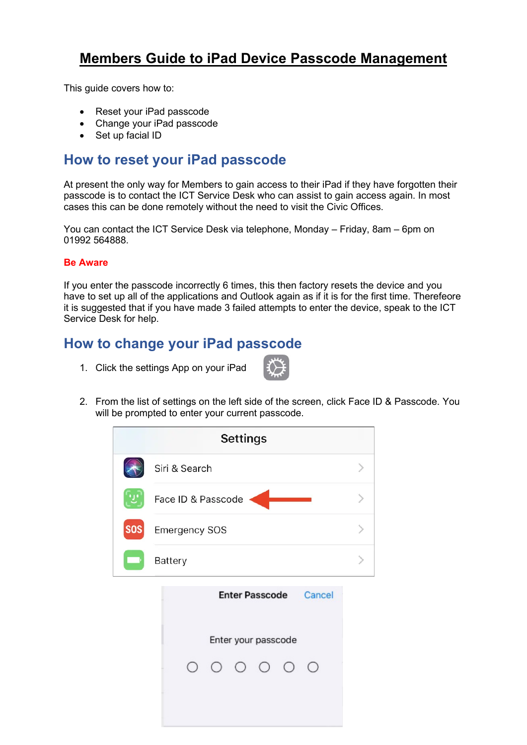# Members Guide to iPad Device Passcode Management

This guide covers how to:

- Reset your iPad passcode
- Change your iPad passcode
- Set up facial ID

## How to reset your iPad passcode

At present the only way for Members to gain access to their iPad if they have forgotten their passcode is to contact the ICT Service Desk who can assist to gain access again. In most cases this can be done remotely without the need to visit the Civic Offices.

You can contact the ICT Service Desk via telephone, Monday – Friday, 8am – 6pm on 01992 564888.

**Be Aware**

If you enter the passcode incorrectly 6 times, this then factory resets the device and you have to set up all of the applications and Outlook again as if it is for the first time. Thereefore it is suggested that if you have made 3 failed attempts to enter the device, speak to the ICT Service Desk for help.

## How to change your iPad passcode

1. Click the settings App on your iPad
2. From the list of settings on the left side of the screen, click Face ID & Passcode. You will be prompted to enter your current passcode.

Settings

Siri & Search

Face ID & Passcode

Emergency SOS

Battery

Enter Passcode Cancel

Enter your passcode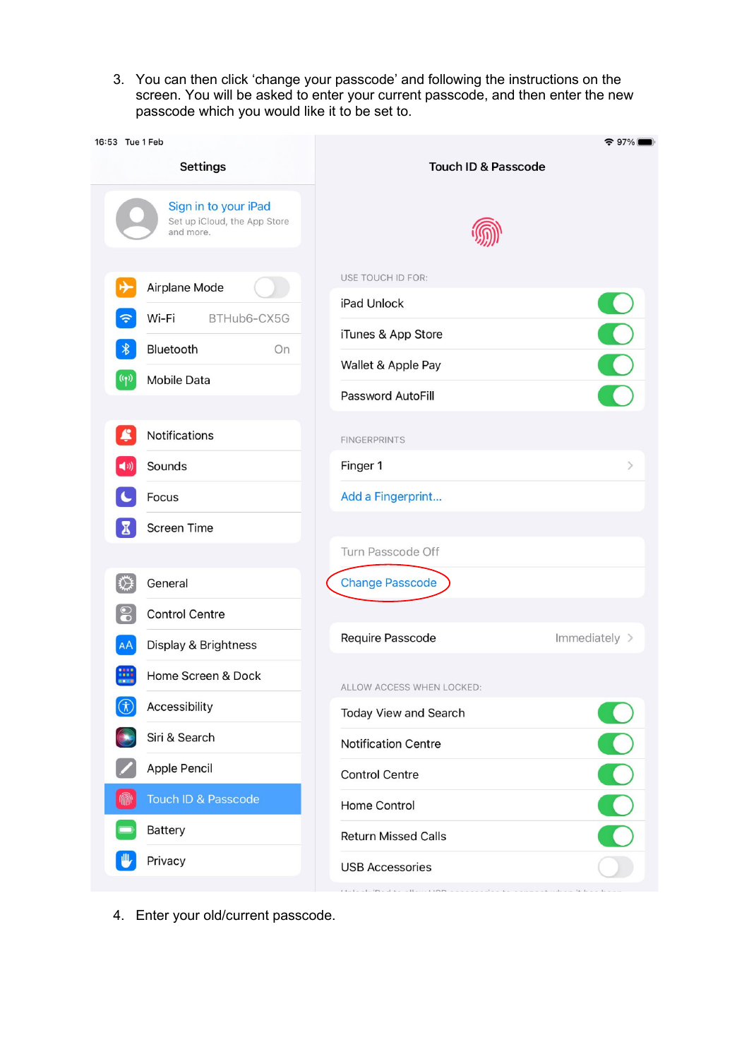3. You can then click ‘change your passcode’ and following the instructions on the screen. You will be asked to enter your current passcode, and then enter the new passcode which you would like it to be set to.

4. Enter your old/current passcode.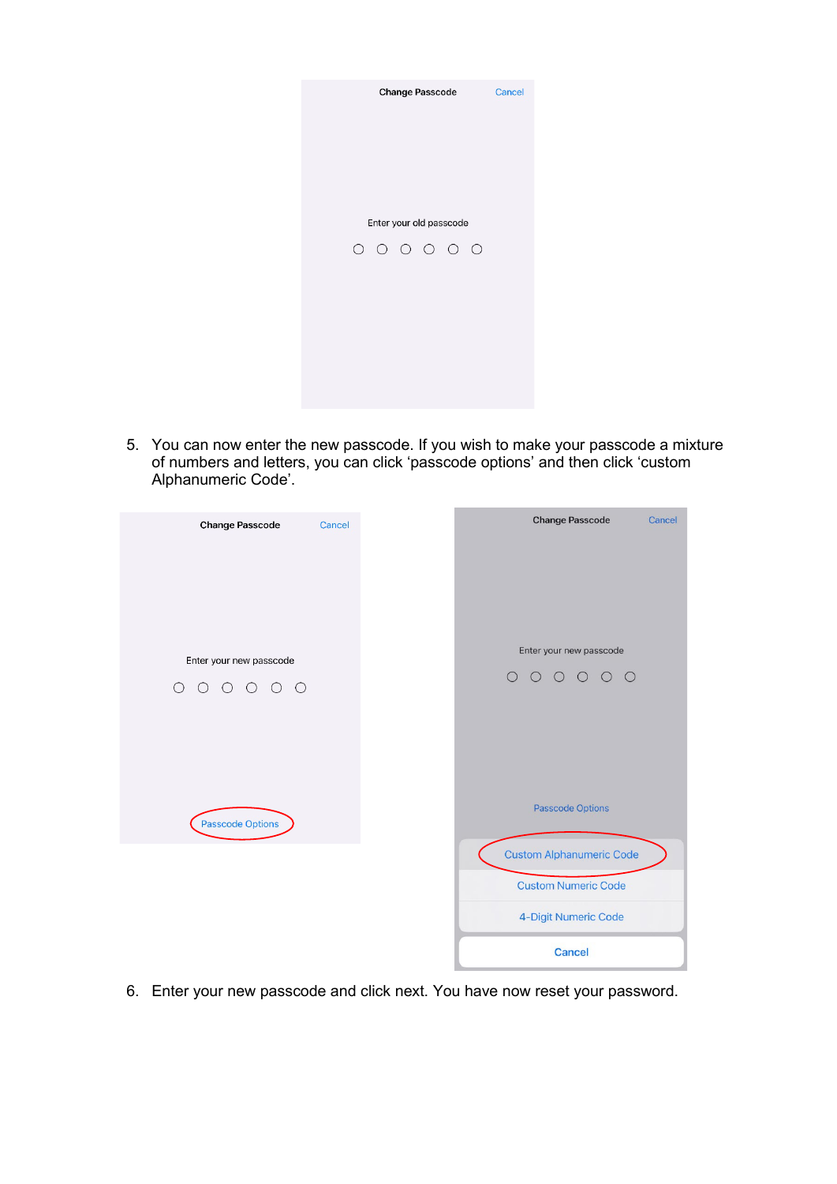Change Passcode
Cancel

Enter your old passcode

5. You can now enter the new passcode. If you wish to make your passcode a mixture of numbers and letters, you can click ‘passcode options’ and then click ‘custom Alphanumeric Code’.

Change Passcode
Cancel

Enter your new passcode

Passcode Options

Change Passcode
Cancel

Enter your new passcode

Passcode Options

Custom Alphanumeric Code

Custom Numeric Code

4-Digit Numeric Code

Cancel

6. Enter your new passcode and click next. You have now reset your password.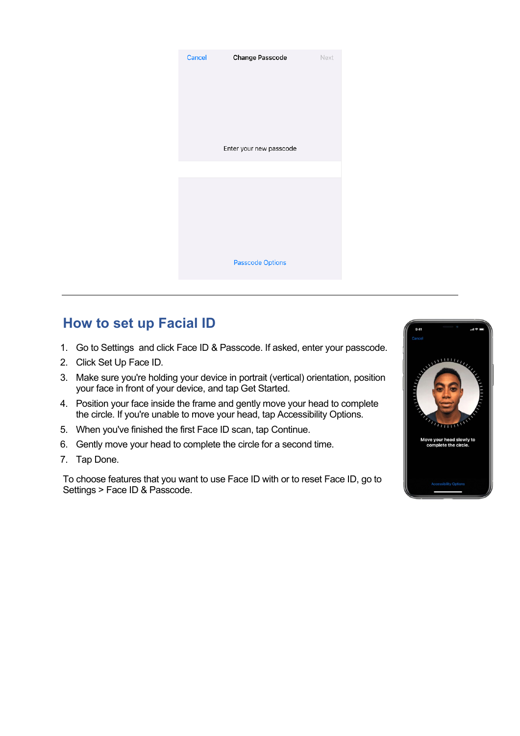## How to set up Facial ID

1. Go to Settings and click Face ID & Passcode. If asked, enter your passcode.
2. Click Set Up Face ID.
3. Make sure you're holding your device in portrait (vertical) orientation, position your face in front of your device, and tap Get Started.
4. Position your face inside the frame and gently move your head to complete the circle. If you're unable to move your head, tap Accessibility Options.
5. When you've finished the first Face ID scan, tap Continue.
6. Gently move your head to complete the circle for a second time.
7. Tap Done.

To choose features that you want to use Face ID with or to reset Face ID, go to Settings > Face ID & Passcode.